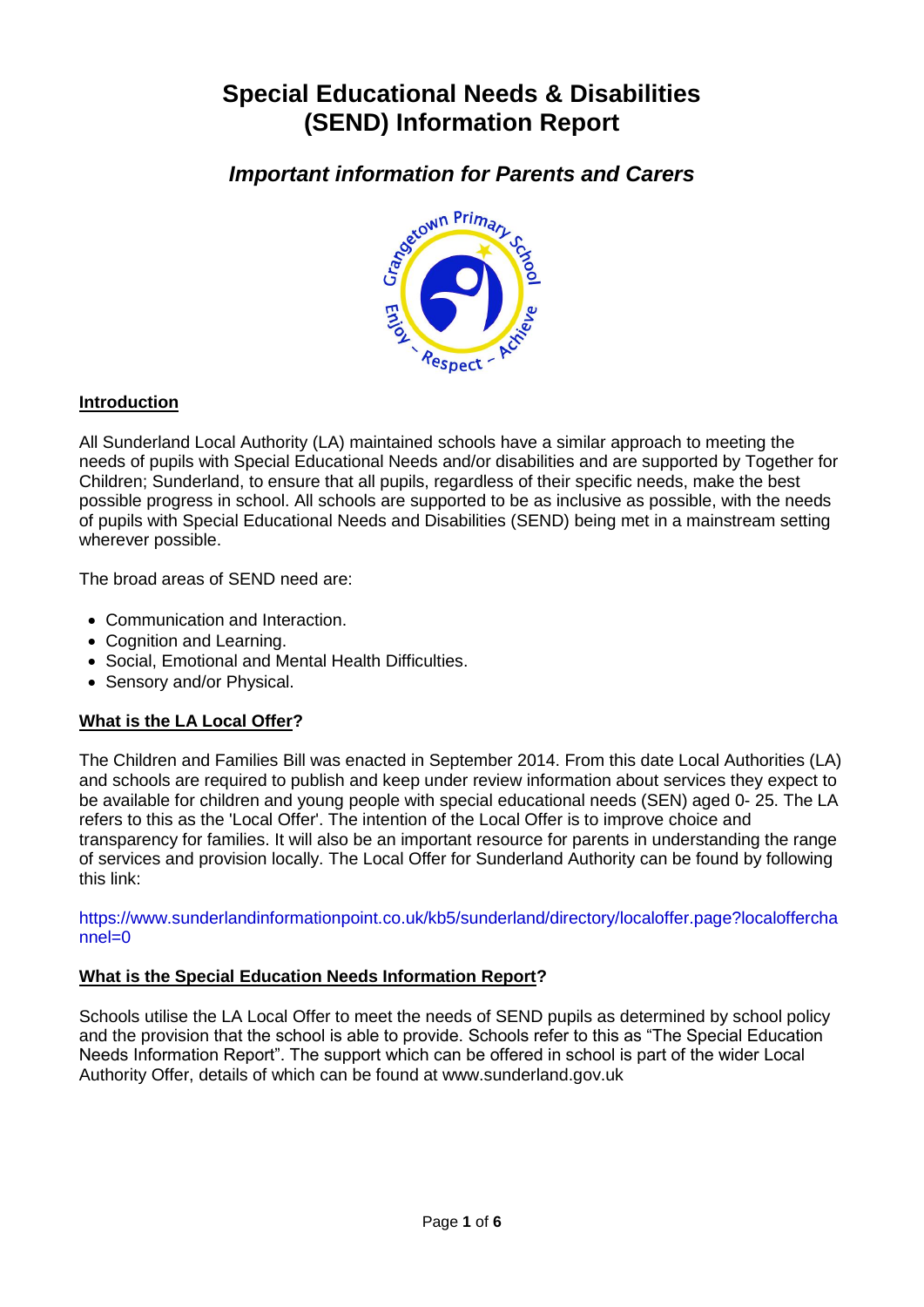# Special Educational Needs & Disabilities (SEND) Information Report

## *Important information for Parents and Carers*

**Introduction**

All Sunderland Local Authority (LA) maintained schools have a similar approach to meeting the needs of pupils with Special Educational Needs and/or disabilities and are supported by Together for Children; Sunderland, to ensure that all pupils, regardless of their specific needs, make the best possible progress in school. All schools are supported to be as inclusive as possible, with the needs of pupils with Special Educational Needs and Disabilities (SEND) being met in a mainstream setting wherever possible.

The broad areas of SEND need are:

- Communication and Interaction.
- Cognition and Learning.
- Social, Emotional and Mental Health Difficulties.
- Sensory and/or Physical.

**What is the LA Local Offer?**

The Children and Families Bill was enacted in September 2014. From this date Local Authorities (LA) and schools are required to publish and keep under review information about services they expect to be available for children and young people with special educational needs (SEN) aged 0- 25. The LA refers to this as the 'Local Offer'. The intention of the Local Offer is to improve choice and transparency for families. It will also be an important resource for parents in understanding the range of services and provision locally. The Local Offer for Sunderland Authority can be found by following this link:

https://www.sunderlandinformationpoint.co.uk/kb5/sunderland/directory/localoffer.page?localofferchannel=0

**What is the Special Education Needs Information Report?**

Schools utilise the LA Local Offer to meet the needs of SEND pupils as determined by school policy and the provision that the school is able to provide. Schools refer to this as "The Special Education Needs Information Report". The support which can be offered in school is part of the wider Local Authority Offer, details of which can be found at www.sunderland.gov.uk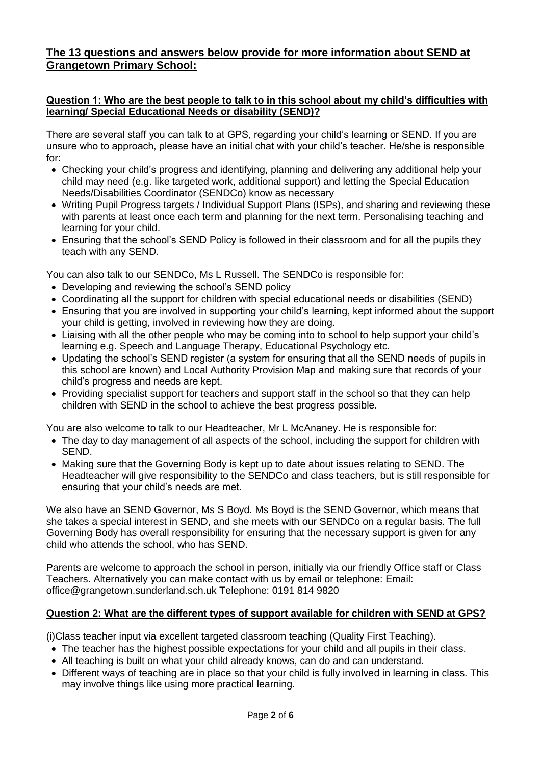## **The 13 questions and answers below provide for more information about SEND at Grangetown Primary School:**

### **Question 1: Who are the best people to talk to in this school about my child's difficulties with learning/ Special Educational Needs or disability (SEND)?**

There are several staff you can talk to at GPS, regarding your child's learning or SEND. If you are unsure who to approach, please have an initial chat with your child's teacher. He/she is responsible for:

- Checking your child's progress and identifying, planning and delivering any additional help your child may need (e.g. like targeted work, additional support) and letting the Special Education Needs/Disabilities Coordinator (SENDCo) know as necessary
- Writing Pupil Progress targets / Individual Support Plans (ISPs), and sharing and reviewing these with parents at least once each term and planning for the next term. Personalising teaching and learning for your child.
- Ensuring that the school's SEND Policy is followed in their classroom and for all the pupils they teach with any SEND.

You can also talk to our SENDCo, Ms L Russell. The SENDCo is responsible for:

- Developing and reviewing the school's SEND policy
- Coordinating all the support for children with special educational needs or disabilities (SEND)
- Ensuring that you are involved in supporting your child's learning, kept informed about the support your child is getting, involved in reviewing how they are doing.
- Liaising with all the other people who may be coming into to school to help support your child's learning e.g. Speech and Language Therapy, Educational Psychology etc.
- Updating the school's SEND register (a system for ensuring that all the SEND needs of pupils in this school are known) and Local Authority Provision Map and making sure that records of your child's progress and needs are kept.
- Providing specialist support for teachers and support staff in the school so that they can help children with SEND in the school to achieve the best progress possible.

You are also welcome to talk to our Headteacher, Mr L McAnaney. He is responsible for:

- The day to day management of all aspects of the school, including the support for children with SEND.
- Making sure that the Governing Body is kept up to date about issues relating to SEND. The Headteacher will give responsibility to the SENDCo and class teachers, but is still responsible for ensuring that your child's needs are met.

We also have an SEND Governor, Ms S Boyd. Ms Boyd is the SEND Governor, which means that she takes a special interest in SEND, and she meets with our SENDCo on a regular basis. The full Governing Body has overall responsibility for ensuring that the necessary support is given for any child who attends the school, who has SEND.

Parents are welcome to approach the school in person, initially via our friendly Office staff or Class Teachers. Alternatively you can make contact with us by email or telephone: Email: office@grangetown.sunderland.sch.uk Telephone: 0191 814 9820

### **Question 2: What are the different types of support available for children with SEND at GPS?**

(i)Class teacher input via excellent targeted classroom teaching (Quality First Teaching).

- The teacher has the highest possible expectations for your child and all pupils in their class.
- All teaching is built on what your child already knows, can do and can understand.
- Different ways of teaching are in place so that your child is fully involved in learning in class. This may involve things like using more practical learning.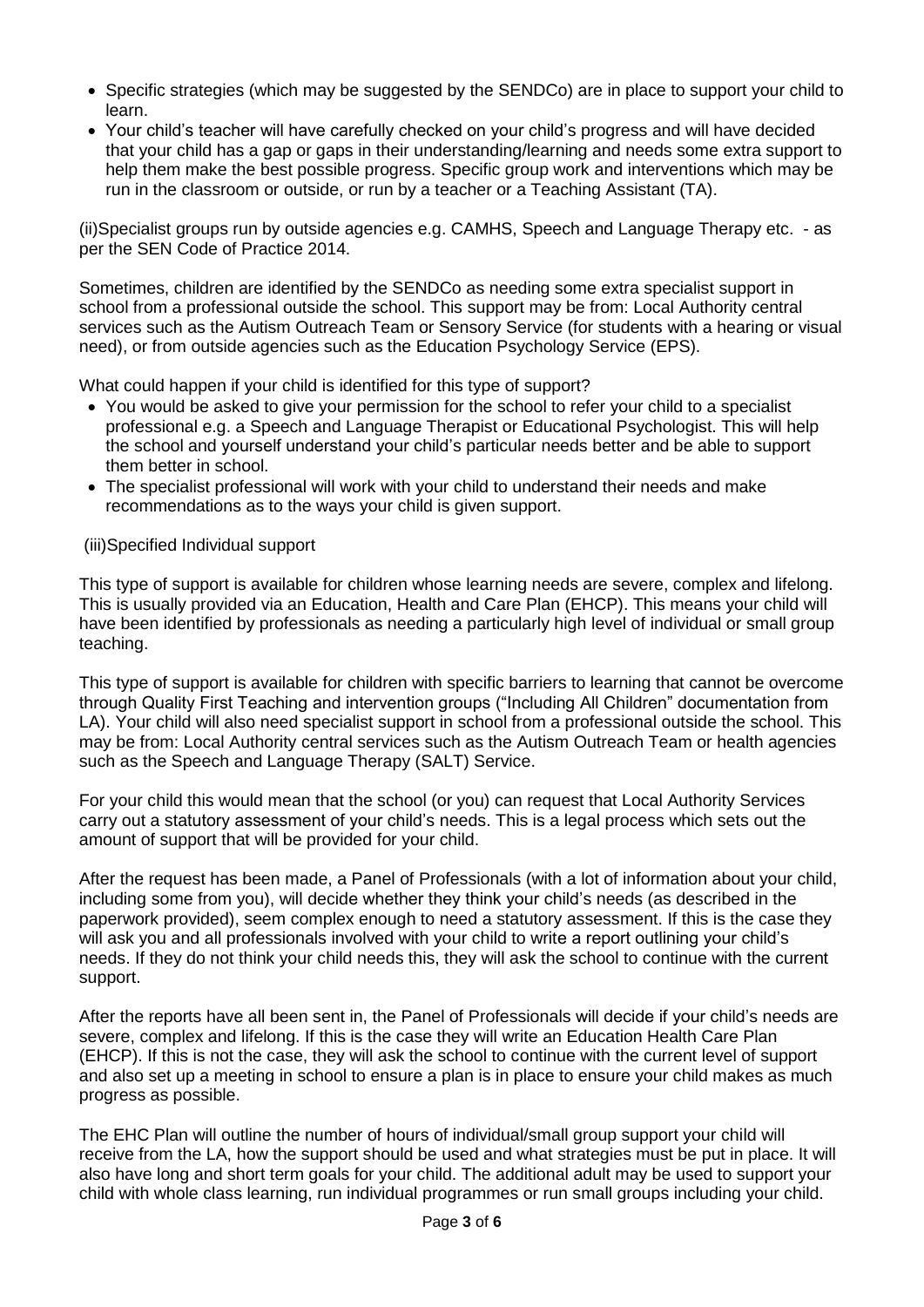- Specific strategies (which may be suggested by the SENDCo) are in place to support your child to learn.
- Your child's teacher will have carefully checked on your child's progress and will have decided that your child has a gap or gaps in their understanding/learning and needs some extra support to help them make the best possible progress. Specific group work and interventions which may be run in the classroom or outside, or run by a teacher or a Teaching Assistant (TA).

(ii)Specialist groups run by outside agencies e.g. CAMHS, Speech and Language Therapy etc. - as per the SEN Code of Practice 2014.

Sometimes, children are identified by the SENDCo as needing some extra specialist support in school from a professional outside the school. This support may be from: Local Authority central services such as the Autism Outreach Team or Sensory Service (for students with a hearing or visual need), or from outside agencies such as the Education Psychology Service (EPS).

What could happen if your child is identified for this type of support?

- You would be asked to give your permission for the school to refer your child to a specialist professional e.g. a Speech and Language Therapist or Educational Psychologist. This will help the school and yourself understand your child's particular needs better and be able to support them better in school.
- The specialist professional will work with your child to understand their needs and make recommendations as to the ways your child is given support.

(iii)Specified Individual support

This type of support is available for children whose learning needs are severe, complex and lifelong. This is usually provided via an Education, Health and Care Plan (EHCP). This means your child will have been identified by professionals as needing a particularly high level of individual or small group teaching.

This type of support is available for children with specific barriers to learning that cannot be overcome through Quality First Teaching and intervention groups ("Including All Children" documentation from LA). Your child will also need specialist support in school from a professional outside the school. This may be from: Local Authority central services such as the Autism Outreach Team or health agencies such as the Speech and Language Therapy (SALT) Service.

For your child this would mean that the school (or you) can request that Local Authority Services carry out a statutory assessment of your child's needs. This is a legal process which sets out the amount of support that will be provided for your child.

After the request has been made, a Panel of Professionals (with a lot of information about your child, including some from you), will decide whether they think your child's needs (as described in the paperwork provided), seem complex enough to need a statutory assessment. If this is the case they will ask you and all professionals involved with your child to write a report outlining your child's needs. If they do not think your child needs this, they will ask the school to continue with the current support.

After the reports have all been sent in, the Panel of Professionals will decide if your child's needs are severe, complex and lifelong. If this is the case they will write an Education Health Care Plan (EHCP). If this is not the case, they will ask the school to continue with the current level of support and also set up a meeting in school to ensure a plan is in place to ensure your child makes as much progress as possible.

The EHC Plan will outline the number of hours of individual/small group support your child will receive from the LA, how the support should be used and what strategies must be put in place. It will also have long and short term goals for your child. The additional adult may be used to support your child with whole class learning, run individual programmes or run small groups including your child.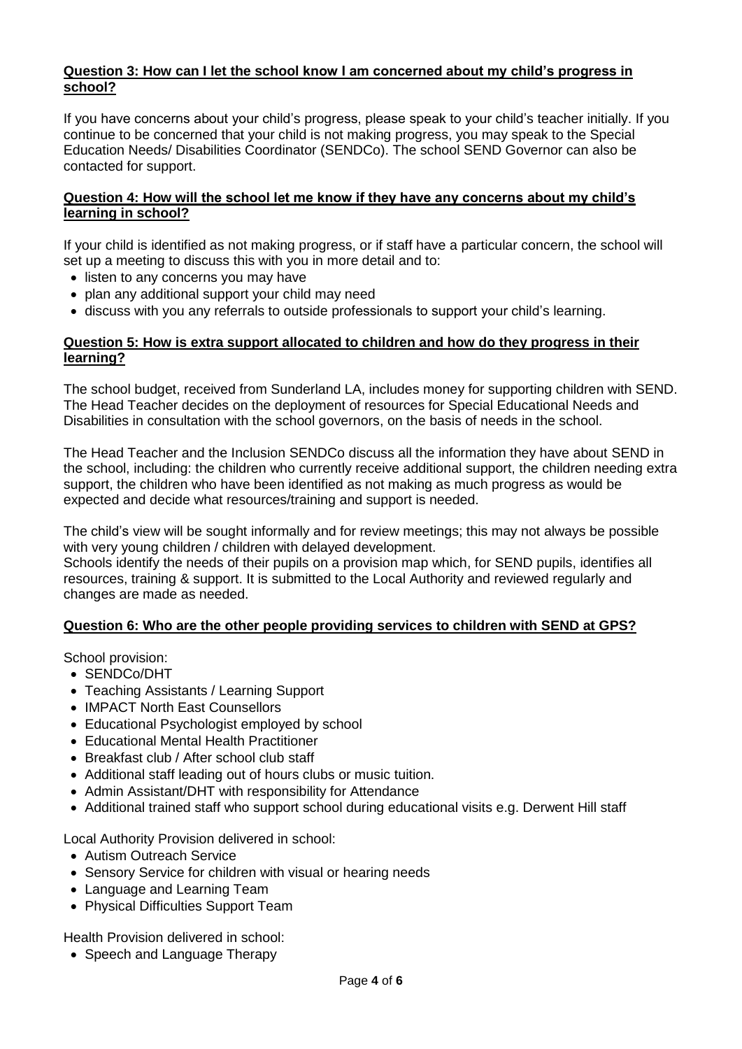**Question 3: How can I let the school know I am concerned about my child's progress in school?**

If you have concerns about your child's progress, please speak to your child's teacher initially. If you continue to be concerned that your child is not making progress, you may speak to the Special Education Needs/ Disabilities Coordinator (SENDCo). The school SEND Governor can also be contacted for support.

**Question 4: How will the school let me know if they have any concerns about my child's learning in school?**

If your child is identified as not making progress, or if staff have a particular concern, the school will set up a meeting to discuss this with you in more detail and to:

- listen to any concerns you may have
- plan any additional support your child may need
- discuss with you any referrals to outside professionals to support your child's learning.

**Question 5: How is extra support allocated to children and how do they progress in their learning?**

The school budget, received from Sunderland LA, includes money for supporting children with SEND. The Head Teacher decides on the deployment of resources for Special Educational Needs and Disabilities in consultation with the school governors, on the basis of needs in the school.

The Head Teacher and the Inclusion SENDCo discuss all the information they have about SEND in the school, including: the children who currently receive additional support, the children needing extra support, the children who have been identified as not making as much progress as would be expected and decide what resources/training and support is needed.

The child's view will be sought informally and for review meetings; this may not always be possible with very young children / children with delayed development.
Schools identify the needs of their pupils on a provision map which, for SEND pupils, identifies all resources, training & support. It is submitted to the Local Authority and reviewed regularly and changes are made as needed.

**Question 6: Who are the other people providing services to children with SEND at GPS?**

School provision:

- SENDCo/DHT
- Teaching Assistants / Learning Support
- IMPACT North East Counsellors
- Educational Psychologist employed by school
- Educational Mental Health Practitioner
- Breakfast club / After school club staff
- Additional staff leading out of hours clubs or music tuition.
- Admin Assistant/DHT with responsibility for Attendance
- Additional trained staff who support school during educational visits e.g. Derwent Hill staff

Local Authority Provision delivered in school:

- Autism Outreach Service
- Sensory Service for children with visual or hearing needs
- Language and Learning Team
- Physical Difficulties Support Team

Health Provision delivered in school:

- Speech and Language Therapy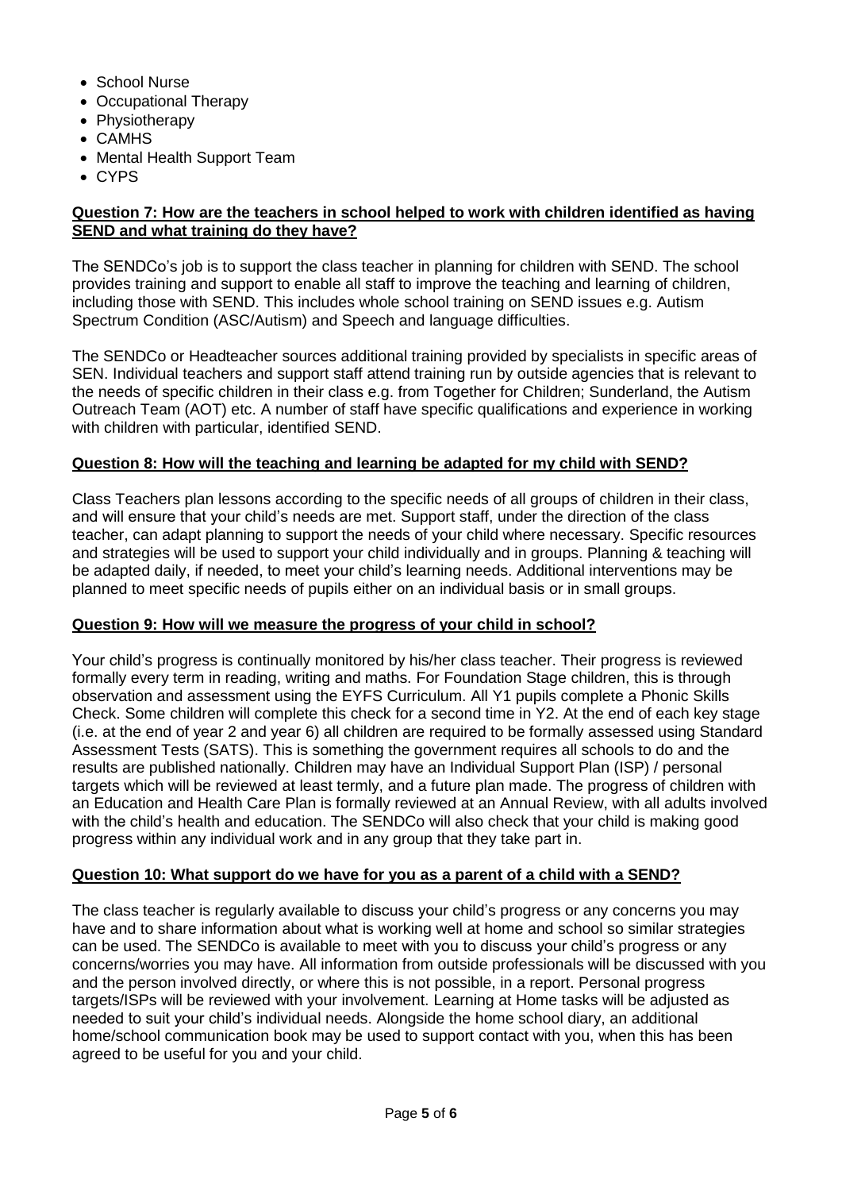- School Nurse
- Occupational Therapy
- Physiotherapy
- CAMHS
- Mental Health Support Team
- CYPS

**Question 7: How are the teachers in school helped to work with children identified as having SEND and what training do they have?**

The SENDCo's job is to support the class teacher in planning for children with SEND. The school provides training and support to enable all staff to improve the teaching and learning of children, including those with SEND. This includes whole school training on SEND issues e.g. Autism Spectrum Condition (ASC/Autism) and Speech and language difficulties.

The SENDCo or Headteacher sources additional training provided by specialists in specific areas of SEN. Individual teachers and support staff attend training run by outside agencies that is relevant to the needs of specific children in their class e.g. from Together for Children; Sunderland, the Autism Outreach Team (AOT) etc. A number of staff have specific qualifications and experience in working with children with particular, identified SEND.

**Question 8: How will the teaching and learning be adapted for my child with SEND?**

Class Teachers plan lessons according to the specific needs of all groups of children in their class, and will ensure that your child's needs are met. Support staff, under the direction of the class teacher, can adapt planning to support the needs of your child where necessary. Specific resources and strategies will be used to support your child individually and in groups. Planning & teaching will be adapted daily, if needed, to meet your child's learning needs. Additional interventions may be planned to meet specific needs of pupils either on an individual basis or in small groups.

**Question 9: How will we measure the progress of your child in school?**

Your child's progress is continually monitored by his/her class teacher. Their progress is reviewed formally every term in reading, writing and maths. For Foundation Stage children, this is through observation and assessment using the EYFS Curriculum. All Y1 pupils complete a Phonic Skills Check. Some children will complete this check for a second time in Y2. At the end of each key stage (i.e. at the end of year 2 and year 6) all children are required to be formally assessed using Standard Assessment Tests (SATS). This is something the government requires all schools to do and the results are published nationally. Children may have an Individual Support Plan (ISP) / personal targets which will be reviewed at least termly, and a future plan made. The progress of children with an Education and Health Care Plan is formally reviewed at an Annual Review, with all adults involved with the child's health and education. The SENDCo will also check that your child is making good progress within any individual work and in any group that they take part in.

**Question 10: What support do we have for you as a parent of a child with a SEND?**

The class teacher is regularly available to discuss your child's progress or any concerns you may have and to share information about what is working well at home and school so similar strategies can be used. The SENDCo is available to meet with you to discuss your child's progress or any concerns/worries you may have. All information from outside professionals will be discussed with you and the person involved directly, or where this is not possible, in a report. Personal progress targets/ISPs will be reviewed with your involvement. Learning at Home tasks will be adjusted as needed to suit your child's individual needs. Alongside the home school diary, an additional home/school communication book may be used to support contact with you, when this has been agreed to be useful for you and your child.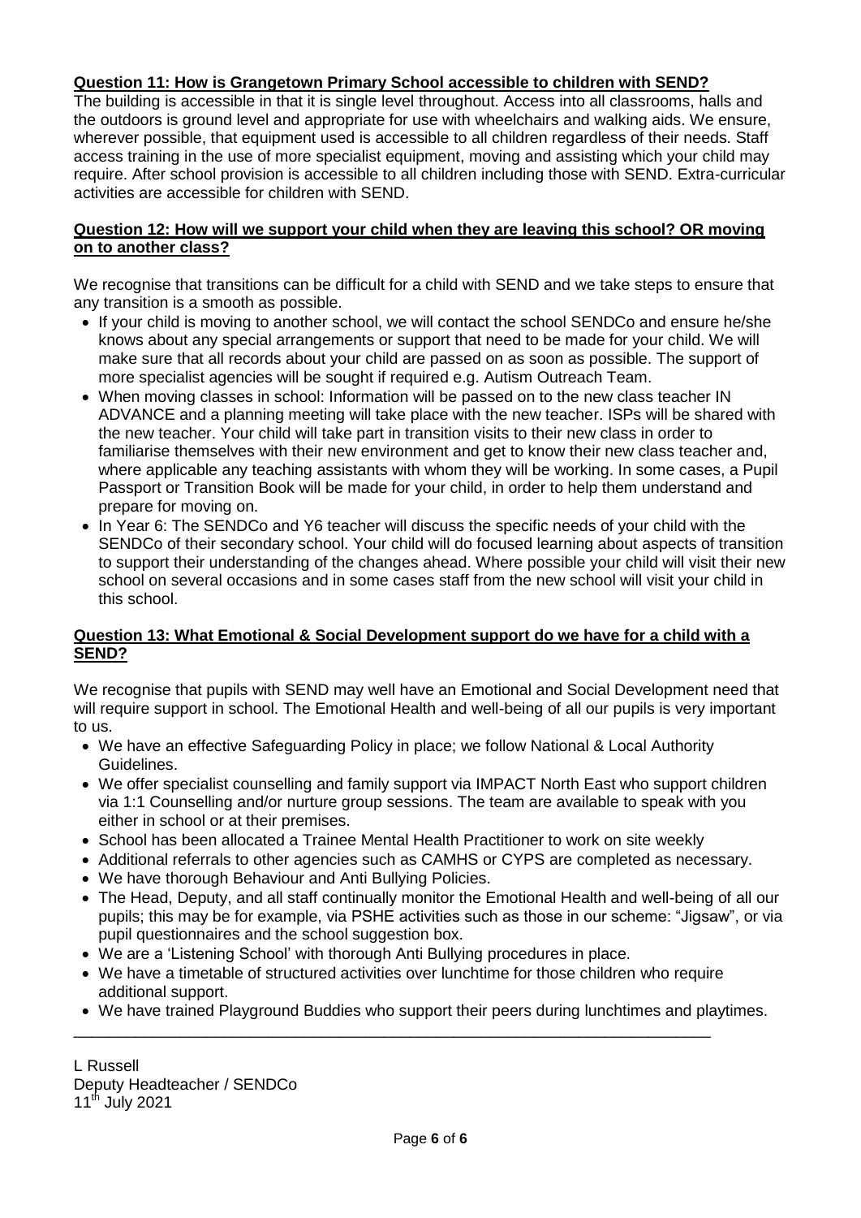**Question 11: How is Grangetown Primary School accessible to children with SEND?**

The building is accessible in that it is single level throughout. Access into all classrooms, halls and the outdoors is ground level and appropriate for use with wheelchairs and walking aids. We ensure, wherever possible, that equipment used is accessible to all children regardless of their needs. Staff access training in the use of more specialist equipment, moving and assisting which your child may require. After school provision is accessible to all children including those with SEND. Extra-curricular activities are accessible for children with SEND.

**Question 12: How will we support your child when they are leaving this school? OR moving on to another class?**

We recognise that transitions can be difficult for a child with SEND and we take steps to ensure that any transition is a smooth as possible.

- If your child is moving to another school, we will contact the school SENDCo and ensure he/she knows about any special arrangements or support that need to be made for your child. We will make sure that all records about your child are passed on as soon as possible. The support of more specialist agencies will be sought if required e.g. Autism Outreach Team.
- When moving classes in school: Information will be passed on to the new class teacher IN ADVANCE and a planning meeting will take place with the new teacher. ISPs will be shared with the new teacher. Your child will take part in transition visits to their new class in order to familiarise themselves with their new environment and get to know their new class teacher and, where applicable any teaching assistants with whom they will be working. In some cases, a Pupil Passport or Transition Book will be made for your child, in order to help them understand and prepare for moving on.
- In Year 6: The SENDCo and Y6 teacher will discuss the specific needs of your child with the SENDCo of their secondary school. Your child will do focused learning about aspects of transition to support their understanding of the changes ahead. Where possible your child will visit their new school on several occasions and in some cases staff from the new school will visit your child in this school.

**Question 13: What Emotional & Social Development support do we have for a child with a SEND?**

We recognise that pupils with SEND may well have an Emotional and Social Development need that will require support in school. The Emotional Health and well-being of all our pupils is very important to us.

- We have an effective Safeguarding Policy in place; we follow National & Local Authority Guidelines.
- We offer specialist counselling and family support via IMPACT North East who support children via 1:1 Counselling and/or nurture group sessions. The team are available to speak with you either in school or at their premises.
- School has been allocated a Trainee Mental Health Practitioner to work on site weekly
- Additional referrals to other agencies such as CAMHS or CYPS are completed as necessary.
- We have thorough Behaviour and Anti Bullying Policies.
- The Head, Deputy, and all staff continually monitor the Emotional Health and well-being of all our pupils; this may be for example, via PSHE activities such as those in our scheme: "Jigsaw", or via pupil questionnaires and the school suggestion box.
- We are a 'Listening School' with thorough Anti Bullying procedures in place.
- We have a timetable of structured activities over lunchtime for those children who require additional support.
- We have trained Playground Buddies who support their peers during lunchtimes and playtimes.

---

L Russell
Deputy Headteacher / SENDCo
11th July 2021